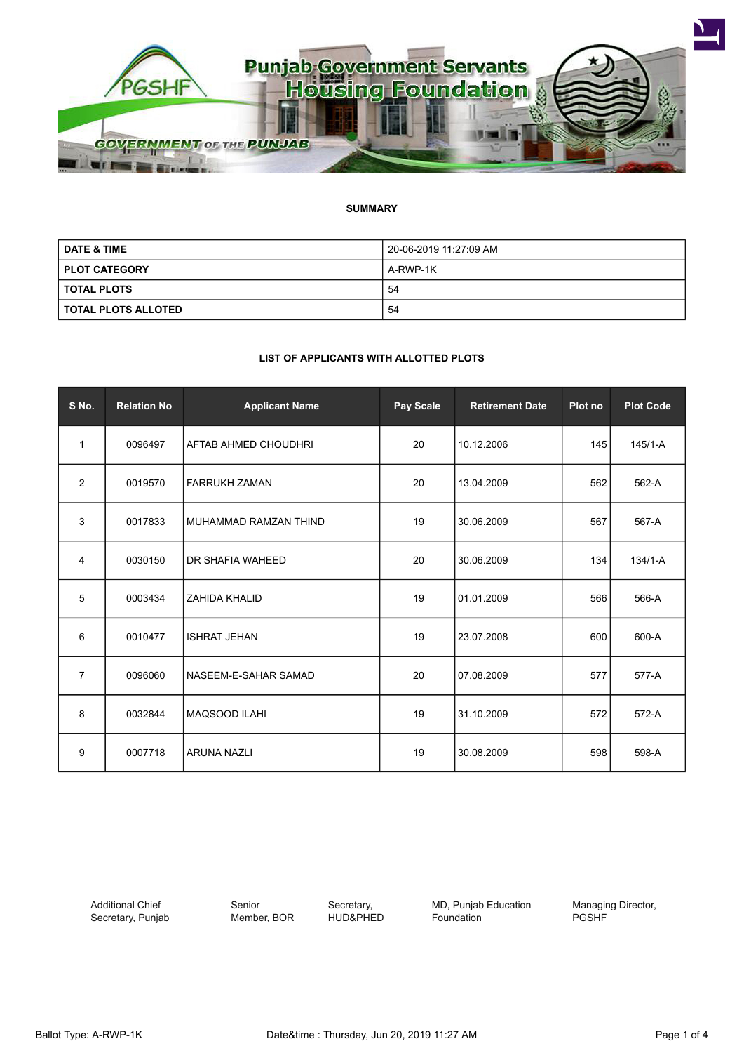# Punjab Government Servants Housing Foundation

PGSHF

GOVERNMENT OF THE PUNJAB

## SUMMARY

| | |
|---|---|
| **DATE & TIME** | 20-06-2019 11:27:09 AM |
| **PLOT CATEGORY** | A-RWP-1K |
| **TOTAL PLOTS** | 54 |
| **TOTAL PLOTS ALLOTED** | 54 |

## LIST OF APPLICANTS WITH ALLOTTED PLOTS

| S No. | Relation No | Applicant Name | Pay Scale | Retirement Date | Plot no | Plot Code |
|---|---|---|---|---|---|---|
| 1 | 0096497 | AFTAB AHMED CHOUDHRI | 20 | 10.12.2006 | 145 | 145/1-A |
| 2 | 0019570 | FARRUKH ZAMAN | 20 | 13.04.2009 | 562 | 562-A |
| 3 | 0017833 | MUHAMMAD RAMZAN THIND | 19 | 30.06.2009 | 567 | 567-A |
| 4 | 0030150 | DR SHAFIA WAHEED | 20 | 30.06.2009 | 134 | 134/1-A |
| 5 | 0003434 | ZAHIDA KHALID | 19 | 01.01.2009 | 566 | 566-A |
| 6 | 0010477 | ISHRAT JEHAN | 19 | 23.07.2008 | 600 | 600-A |
| 7 | 0096060 | NASEEM-E-SAHAR SAMAD | 20 | 07.08.2009 | 577 | 577-A |
| 8 | 0032844 | MAQSOOD ILAHI | 19 | 31.10.2009 | 572 | 572-A |
| 9 | 0007718 | ARUNA NAZLI | 19 | 30.08.2009 | 598 | 598-A |

Additional Chief Secretary, Punjab | Senior Member, BOR | Secretary, HUD&PHED | MD, Punjab Education Foundation | Managing Director, PGSHF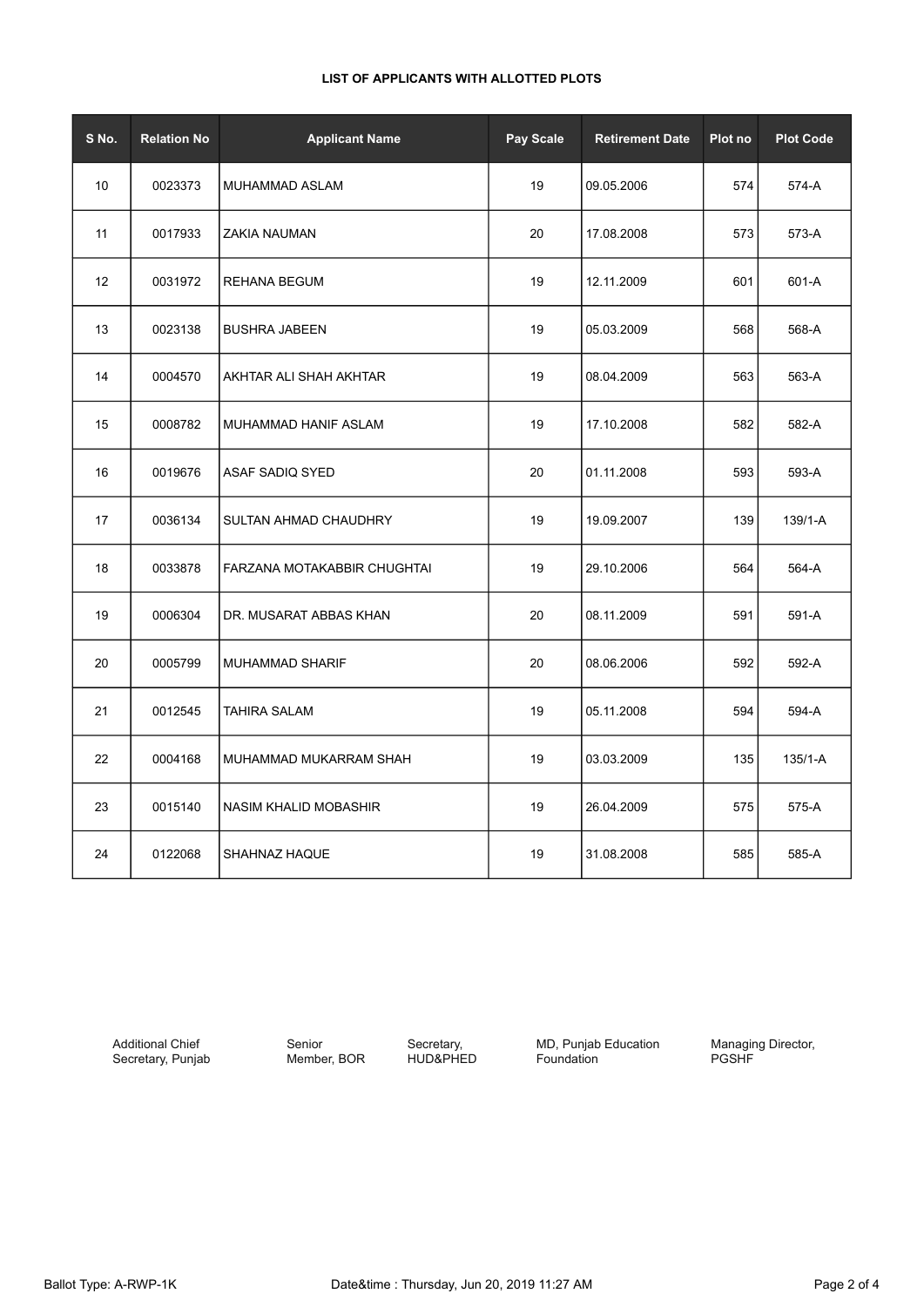**LIST OF APPLICANTS WITH ALLOTTED PLOTS**

| S No. | Relation No | Applicant Name | Pay Scale | Retirement Date | Plot no | Plot Code |
|---|---|---|---|---|---|---|
| 10 | 0023373 | MUHAMMAD ASLAM | 19 | 09.05.2006 | 574 | 574-A |
| 11 | 0017933 | ZAKIA NAUMAN | 20 | 17.08.2008 | 573 | 573-A |
| 12 | 0031972 | REHANA BEGUM | 19 | 12.11.2009 | 601 | 601-A |
| 13 | 0023138 | BUSHRA JABEEN | 19 | 05.03.2009 | 568 | 568-A |
| 14 | 0004570 | AKHTAR ALI SHAH AKHTAR | 19 | 08.04.2009 | 563 | 563-A |
| 15 | 0008782 | MUHAMMAD HANIF ASLAM | 19 | 17.10.2008 | 582 | 582-A |
| 16 | 0019676 | ASAF SADIQ SYED | 20 | 01.11.2008 | 593 | 593-A |
| 17 | 0036134 | SULTAN AHMAD CHAUDHRY | 19 | 19.09.2007 | 139 | 139/1-A |
| 18 | 0033878 | FARZANA MOTAKABBIR CHUGHTAI | 19 | 29.10.2006 | 564 | 564-A |
| 19 | 0006304 | DR. MUSARAT ABBAS KHAN | 20 | 08.11.2009 | 591 | 591-A |
| 20 | 0005799 | MUHAMMAD SHARIF | 20 | 08.06.2006 | 592 | 592-A |
| 21 | 0012545 | TAHIRA SALAM | 19 | 05.11.2008 | 594 | 594-A |
| 22 | 0004168 | MUHAMMAD MUKARRAM SHAH | 19 | 03.03.2009 | 135 | 135/1-A |
| 23 | 0015140 | NASIM KHALID MOBASHIR | 19 | 26.04.2009 | 575 | 575-A |
| 24 | 0122068 | SHAHNAZ HAQUE | 19 | 31.08.2008 | 585 | 585-A |

Additional Chief Secretary, Punjab

Senior Member, BOR

Secretary, HUD&PHED

MD, Punjab Education Foundation

Managing Director, PGSHF

Ballot Type: A-RWP-1K

Date&time : Thursday, Jun 20, 2019 11:27 AM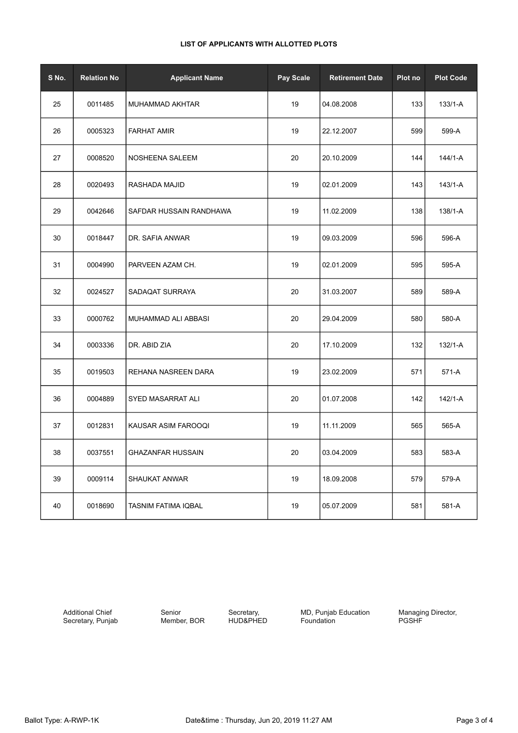**LIST OF APPLICANTS WITH ALLOTTED PLOTS**

| S No. | Relation No | Applicant Name | Pay Scale | Retirement Date | Plot no | Plot Code |
|---|---|---|---|---|---|---|
| 25 | 0011485 | MUHAMMAD AKHTAR | 19 | 04.08.2008 | 133 | 133/1-A |
| 26 | 0005323 | FARHAT AMIR | 19 | 22.12.2007 | 599 | 599-A |
| 27 | 0008520 | NOSHEENA SALEEM | 20 | 20.10.2009 | 144 | 144/1-A |
| 28 | 0020493 | RASHADA MAJID | 19 | 02.01.2009 | 143 | 143/1-A |
| 29 | 0042646 | SAFDAR HUSSAIN RANDHAWA | 19 | 11.02.2009 | 138 | 138/1-A |
| 30 | 0018447 | DR. SAFIA ANWAR | 19 | 09.03.2009 | 596 | 596-A |
| 31 | 0004990 | PARVEEN AZAM CH. | 19 | 02.01.2009 | 595 | 595-A |
| 32 | 0024527 | SADAQAT SURRAYA | 20 | 31.03.2007 | 589 | 589-A |
| 33 | 0000762 | MUHAMMAD ALI ABBASI | 20 | 29.04.2009 | 580 | 580-A |
| 34 | 0003336 | DR. ABID ZIA | 20 | 17.10.2009 | 132 | 132/1-A |
| 35 | 0019503 | REHANA NASREEN DARA | 19 | 23.02.2009 | 571 | 571-A |
| 36 | 0004889 | SYED MASARRAT ALI | 20 | 01.07.2008 | 142 | 142/1-A |
| 37 | 0012831 | KAUSAR ASIM FAROOQI | 19 | 11.11.2009 | 565 | 565-A |
| 38 | 0037551 | GHAZANFAR HUSSAIN | 20 | 03.04.2009 | 583 | 583-A |
| 39 | 0009114 | SHAUKAT ANWAR | 19 | 18.09.2008 | 579 | 579-A |
| 40 | 0018690 | TASNIM FATIMA IQBAL | 19 | 05.07.2009 | 581 | 581-A |

Additional Chief Secretary, Punjab | Senior Member, BOR | Secretary, HUD&PHED | MD, Punjab Education Foundation | Managing Director, PGSHF

Ballot Type: A-RWP-1K | Date&time : Thursday, Jun 20, 2019 11:27 AM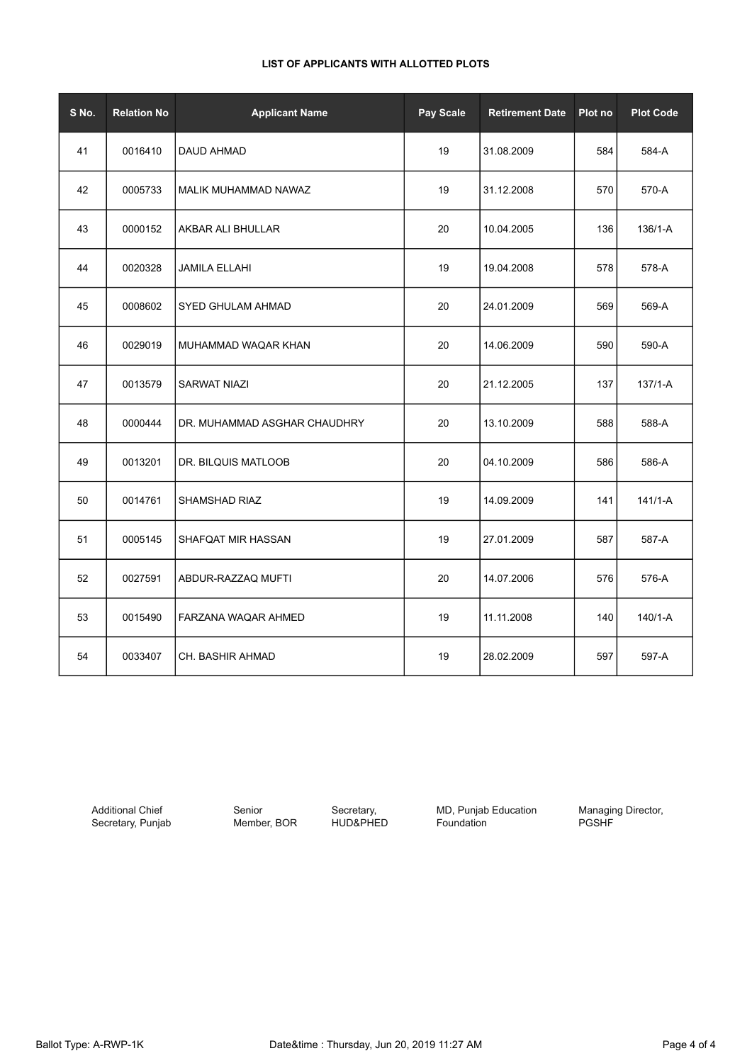**LIST OF APPLICANTS WITH ALLOTTED PLOTS**

| S No. | Relation No | Applicant Name | Pay Scale | Retirement Date | Plot no | Plot Code |
|---|---|---|---|---|---|---|
| 41 | 0016410 | DAUD AHMAD | 19 | 31.08.2009 | 584 | 584-A |
| 42 | 0005733 | MALIK MUHAMMAD NAWAZ | 19 | 31.12.2008 | 570 | 570-A |
| 43 | 0000152 | AKBAR ALI BHULLAR | 20 | 10.04.2005 | 136 | 136/1-A |
| 44 | 0020328 | JAMILA ELLAHI | 19 | 19.04.2008 | 578 | 578-A |
| 45 | 0008602 | SYED GHULAM AHMAD | 20 | 24.01.2009 | 569 | 569-A |
| 46 | 0029019 | MUHAMMAD WAQAR KHAN | 20 | 14.06.2009 | 590 | 590-A |
| 47 | 0013579 | SARWAT NIAZI | 20 | 21.12.2005 | 137 | 137/1-A |
| 48 | 0000444 | DR. MUHAMMAD ASGHAR CHAUDHRY | 20 | 13.10.2009 | 588 | 588-A |
| 49 | 0013201 | DR. BILQUIS MATLOOB | 20 | 04.10.2009 | 586 | 586-A |
| 50 | 0014761 | SHAMSHAD RIAZ | 19 | 14.09.2009 | 141 | 141/1-A |
| 51 | 0005145 | SHAFQAT MIR HASSAN | 19 | 27.01.2009 | 587 | 587-A |
| 52 | 0027591 | ABDUR-RAZZAQ MUFTI | 20 | 14.07.2006 | 576 | 576-A |
| 53 | 0015490 | FARZANA WAQAR AHMED | 19 | 11.11.2008 | 140 | 140/1-A |
| 54 | 0033407 | CH. BASHIR AHMAD | 19 | 28.02.2009 | 597 | 597-A |

Additional Chief Secretary, Punjab

Senior Member, BOR

Secretary, HUD&PHED

MD, Punjab Education Foundation

Managing Director, PGSHF

Ballot Type: A-RWP-1K

Date&time : Thursday, Jun 20, 2019 11:27 AM